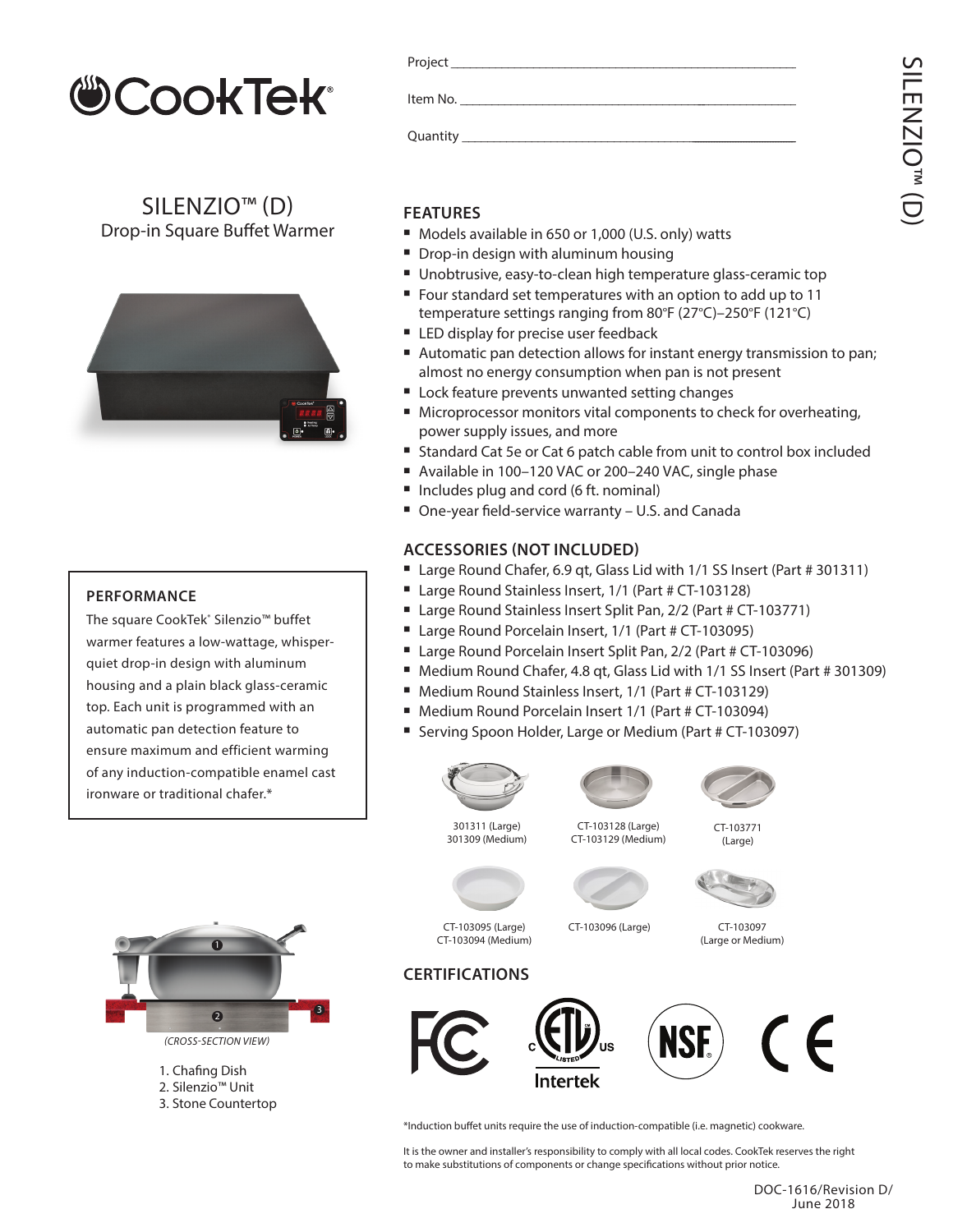CookTek®

Project ____________________

Item No. ____________________

Quantity ____________________

# SILENZIO™ (D)

## Drop-in Square Buffet Warmer

### PERFORMANCE

The square CookTek® Silenzio™ buffet warmer features a low-wattage, whisper-quiet drop-in design with aluminum housing and a plain black glass-ceramic top. Each unit is programmed with an automatic pan detection feature to ensure maximum and efficient warming of any induction-compatible enamel cast ironware or traditional chafer.*

*(CROSS-SECTION VIEW)*

1. Chafing Dish
2. Silenzio™ Unit
3. Stone Countertop

### FEATURES

- Models available in 650 or 1,000 (U.S. only) watts
- Drop-in design with aluminum housing
- Unobtrusive, easy-to-clean high temperature glass-ceramic top
- Four standard set temperatures with an option to add up to 11 temperature settings ranging from 80°F (27°C)–250°F (121°C)
- LED display for precise user feedback
- Automatic pan detection allows for instant energy transmission to pan; almost no energy consumption when pan is not present
- Lock feature prevents unwanted setting changes
- Microprocessor monitors vital components to check for overheating, power supply issues, and more
- Standard Cat 5e or Cat 6 patch cable from unit to control box included
- Available in 100–120 VAC or 200–240 VAC, single phase
- Includes plug and cord (6 ft. nominal)
- One-year field-service warranty – U.S. and Canada

### ACCESSORIES (NOT INCLUDED)

- Large Round Chafer, 6.9 qt, Glass Lid with 1/1 SS Insert (Part # 301311)
- Large Round Stainless Insert, 1/1 (Part # CT-103128)
- Large Round Stainless Insert Split Pan, 2/2 (Part # CT-103771)
- Large Round Porcelain Insert, 1/1 (Part # CT-103095)
- Large Round Porcelain Insert Split Pan, 2/2 (Part # CT-103096)
- Medium Round Chafer, 4.8 qt, Glass Lid with 1/1 SS Insert (Part # 301309)
- Medium Round Stainless Insert, 1/1 (Part # CT-103129)
- Medium Round Porcelain Insert 1/1 (Part # CT-103094)
- Serving Spoon Holder, Large or Medium (Part # CT-103097)

301311 (Large)
301309 (Medium)

CT-103128 (Large)
CT-103129 (Medium)

CT-103771
(Large)

CT-103095 (Large)
CT-103094 (Medium)

CT-103096 (Large)

CT-103097
(Large or Medium)

### CERTIFICATIONS

FC · C ETL LISTED US Intertek · NSF · CE

*Induction buffet units require the use of induction-compatible (i.e. magnetic) cookware.

It is the owner and installer's responsibility to comply with all local codes. CookTek reserves the right to make substitutions of components or change specifications without prior notice.

DOC-1616/Revision D/
June 2018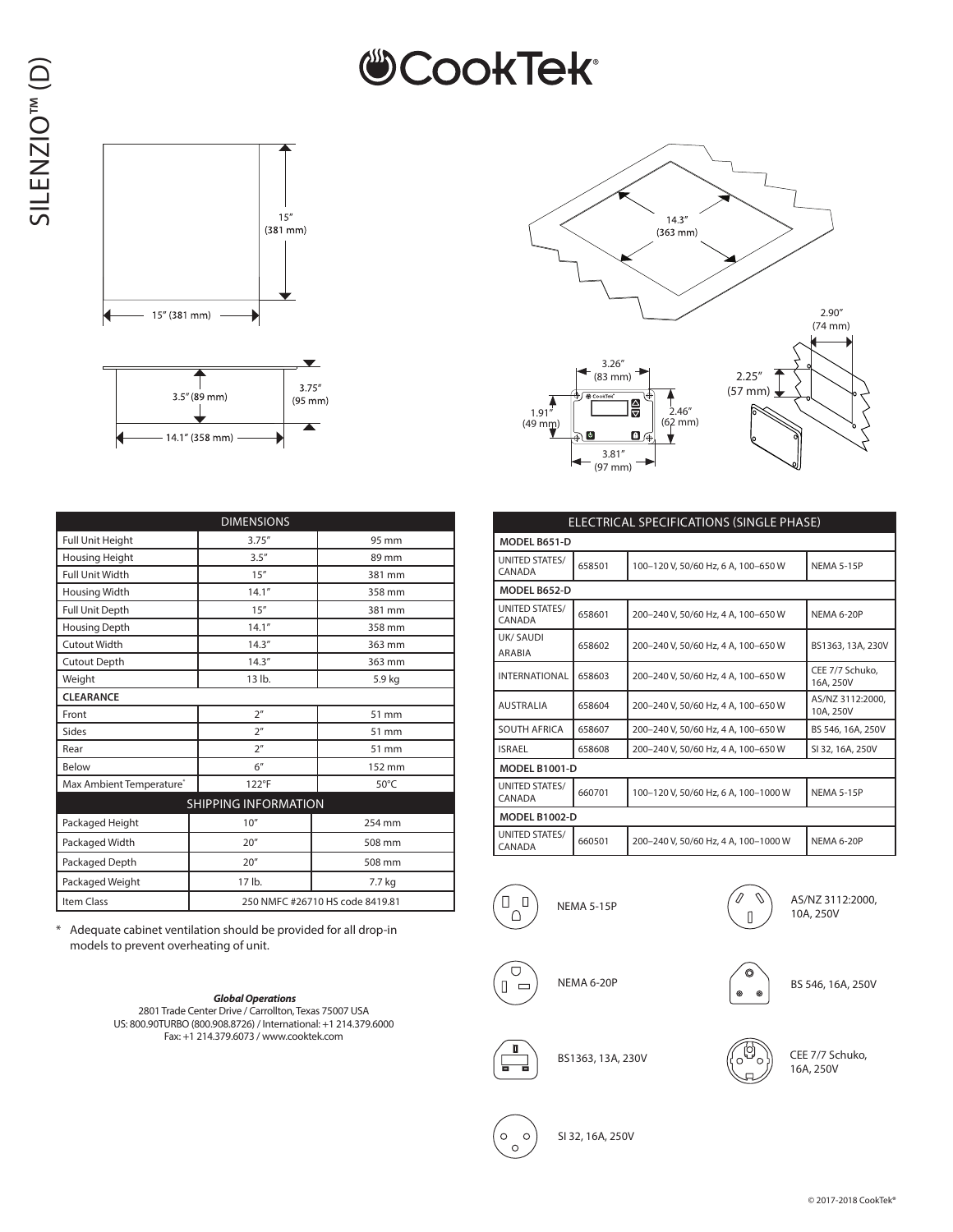# CookTek

SILENZIO™ (D)

15" (381 mm)

15" (381 mm)

3.5" (89 mm)

3.75" (95 mm)

14.1" (358 mm)

14.3" (363 mm)

3.26" (83 mm)

1.91" (49 mm)

2.46" (62 mm)

3.81" (97 mm)

2.90" (74 mm)

2.25" (57 mm)

| DIMENSIONS | | |
|---|---|---|
| Full Unit Height | 3.75" | 95 mm |
| Housing Height | 3.5" | 89 mm |
| Full Unit Width | 15" | 381 mm |
| Housing Width | 14.1" | 358 mm |
| Full Unit Depth | 15" | 381 mm |
| Housing Depth | 14.1" | 358 mm |
| Cutout Width | 14.3" | 363 mm |
| Cutout Depth | 14.3" | 363 mm |
| Weight | 13 lb. | 5.9 kg |
| **CLEARANCE** | | |
| Front | 2" | 51 mm |
| Sides | 2" | 51 mm |
| Rear | 2" | 51 mm |
| Below | 6" | 152 mm |
| Max Ambient Temperature* | 122°F | 50°C |
| SHIPPING INFORMATION | | |
| Packaged Height | 10" | 254 mm |
| Packaged Width | 20" | 508 mm |
| Packaged Depth | 20" | 508 mm |
| Packaged Weight | 17 lb. | 7.7 kg |
| Item Class | 250 NMFC #26710 HS code 8419.81 | |

\* Adequate cabinet ventilation should be provided for all drop-in models to prevent overheating of unit.

| ELECTRICAL SPECIFICATIONS (SINGLE PHASE) | | | |
|---|---|---|---|
| **MODEL B651-D** | | | |
| UNITED STATES/ CANADA | 658501 | 100–120 V, 50/60 Hz, 6 A, 100–650 W | NEMA 5-15P |
| **MODEL B652-D** | | | |
| UNITED STATES/ CANADA | 658601 | 200–240 V, 50/60 Hz, 4 A, 100–650 W | NEMA 6-20P |
| UK/ SAUDI ARABIA | 658602 | 200–240 V, 50/60 Hz, 4 A, 100–650 W | BS1363, 13A, 230V |
| INTERNATIONAL | 658603 | 200–240 V, 50/60 Hz, 4 A, 100–650 W | CEE 7/7 Schuko, 16A, 250V |
| AUSTRALIA | 658604 | 200–240 V, 50/60 Hz, 4 A, 100–650 W | AS/NZ 3112:2000, 10A, 250V |
| SOUTH AFRICA | 658607 | 200–240 V, 50/60 Hz, 4 A, 100–650 W | BS 546, 16A, 250V |
| ISRAEL | 658608 | 200–240 V, 50/60 Hz, 4 A, 100–650 W | SI 32, 16A, 250V |
| **MODEL B1001-D** | | | |
| UNITED STATES/ CANADA | 660701 | 100–120 V, 50/60 Hz, 6 A, 100–1000 W | NEMA 5-15P |
| **MODEL B1002-D** | | | |
| UNITED STATES/ CANADA | 660501 | 200–240 V, 50/60 Hz, 4 A, 100–1000 W | NEMA 6-20P |

NEMA 5-15P

AS/NZ 3112:2000, 10A, 250V

NEMA 6-20P

BS 546, 16A, 250V

BS1363, 13A, 230V

CEE 7/7 Schuko, 16A, 250V

SI 32, 16A, 250V

***Global Operations***
2801 Trade Center Drive / Carrollton, Texas 75007 USA
US: 800.90TURBO (800.908.8726) / International: +1 214.379.6000
Fax: +1 214.379.6073 / www.cooktek.com

© 2017-2018 CookTek®